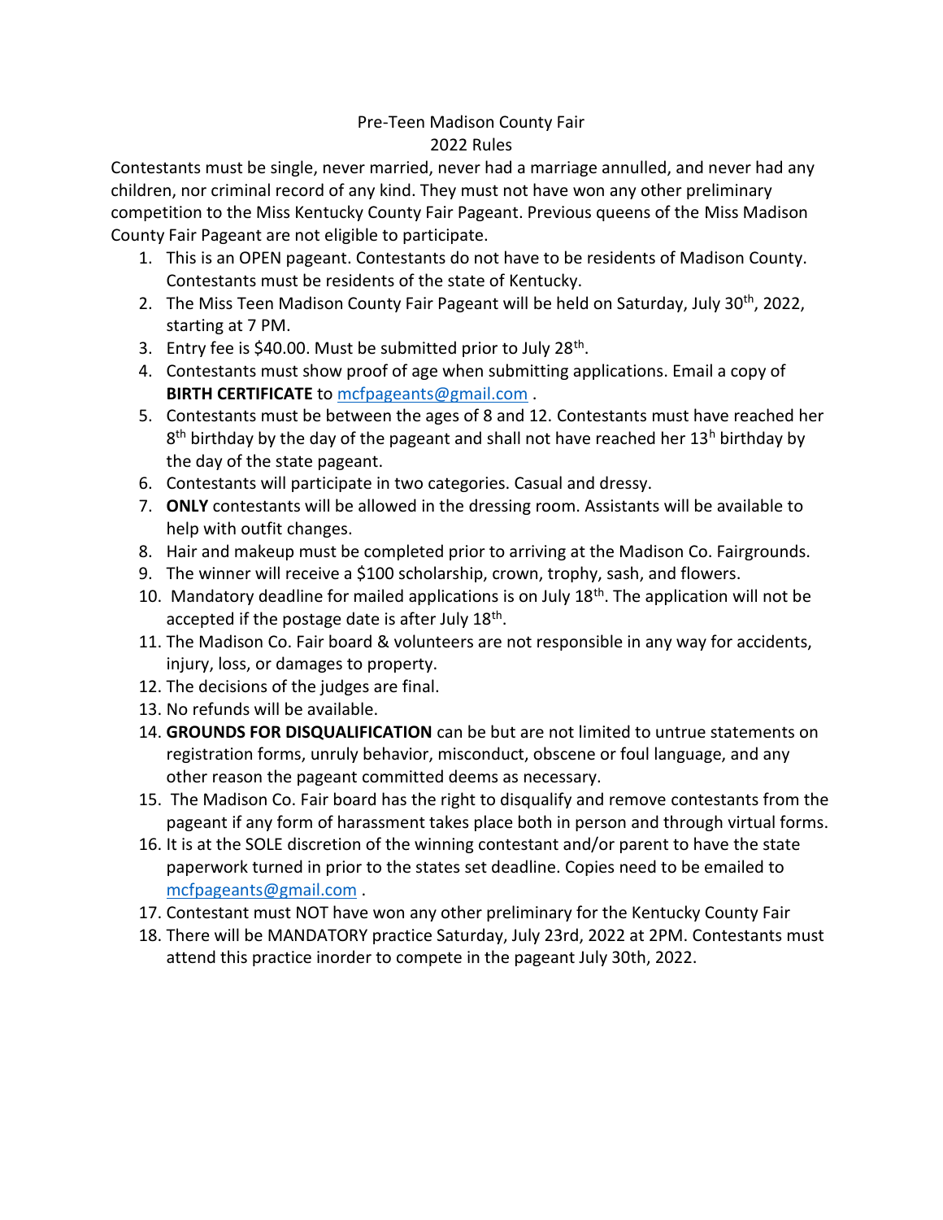# Pre-Teen Madison County Fair

## 2022 Rules

Contestants must be single, never married, never had a marriage annulled, and never had any children, nor criminal record of any kind. They must not have won any other preliminary competition to the Miss Kentucky County Fair Pageant. Previous queens of the Miss Madison County Fair Pageant are not eligible to participate.

1. This is an OPEN pageant. Contestants do not have to be residents of Madison County. Contestants must be residents of the state of Kentucky.
2. The Miss Teen Madison County Fair Pageant will be held on Saturday, July 30th, 2022, starting at 7 PM.
3. Entry fee is $40.00. Must be submitted prior to July 28th.
4. Contestants must show proof of age when submitting applications. Email a copy of **BIRTH CERTIFICATE** to mcfpageants@gmail.com .
5. Contestants must be between the ages of 8 and 12. Contestants must have reached her 8th birthday by the day of the pageant and shall not have reached her 13h birthday by the day of the state pageant.
6. Contestants will participate in two categories. Casual and dressy.
7. **ONLY** contestants will be allowed in the dressing room. Assistants will be available to help with outfit changes.
8. Hair and makeup must be completed prior to arriving at the Madison Co. Fairgrounds.
9. The winner will receive a $100 scholarship, crown, trophy, sash, and flowers.
10. Mandatory deadline for mailed applications is on July 18th. The application will not be accepted if the postage date is after July 18th.
11. The Madison Co. Fair board & volunteers are not responsible in any way for accidents, injury, loss, or damages to property.
12. The decisions of the judges are final.
13. No refunds will be available.
14. **GROUNDS FOR DISQUALIFICATION** can be but are not limited to untrue statements on registration forms, unruly behavior, misconduct, obscene or foul language, and any other reason the pageant committed deems as necessary.
15. The Madison Co. Fair board has the right to disqualify and remove contestants from the pageant if any form of harassment takes place both in person and through virtual forms.
16. It is at the SOLE discretion of the winning contestant and/or parent to have the state paperwork turned in prior to the states set deadline. Copies need to be emailed to mcfpageants@gmail.com .
17. Contestant must NOT have won any other preliminary for the Kentucky County Fair
18. There will be MANDATORY practice Saturday, July 23rd, 2022 at 2PM. Contestants must attend this practice inorder to compete in the pageant July 30th, 2022.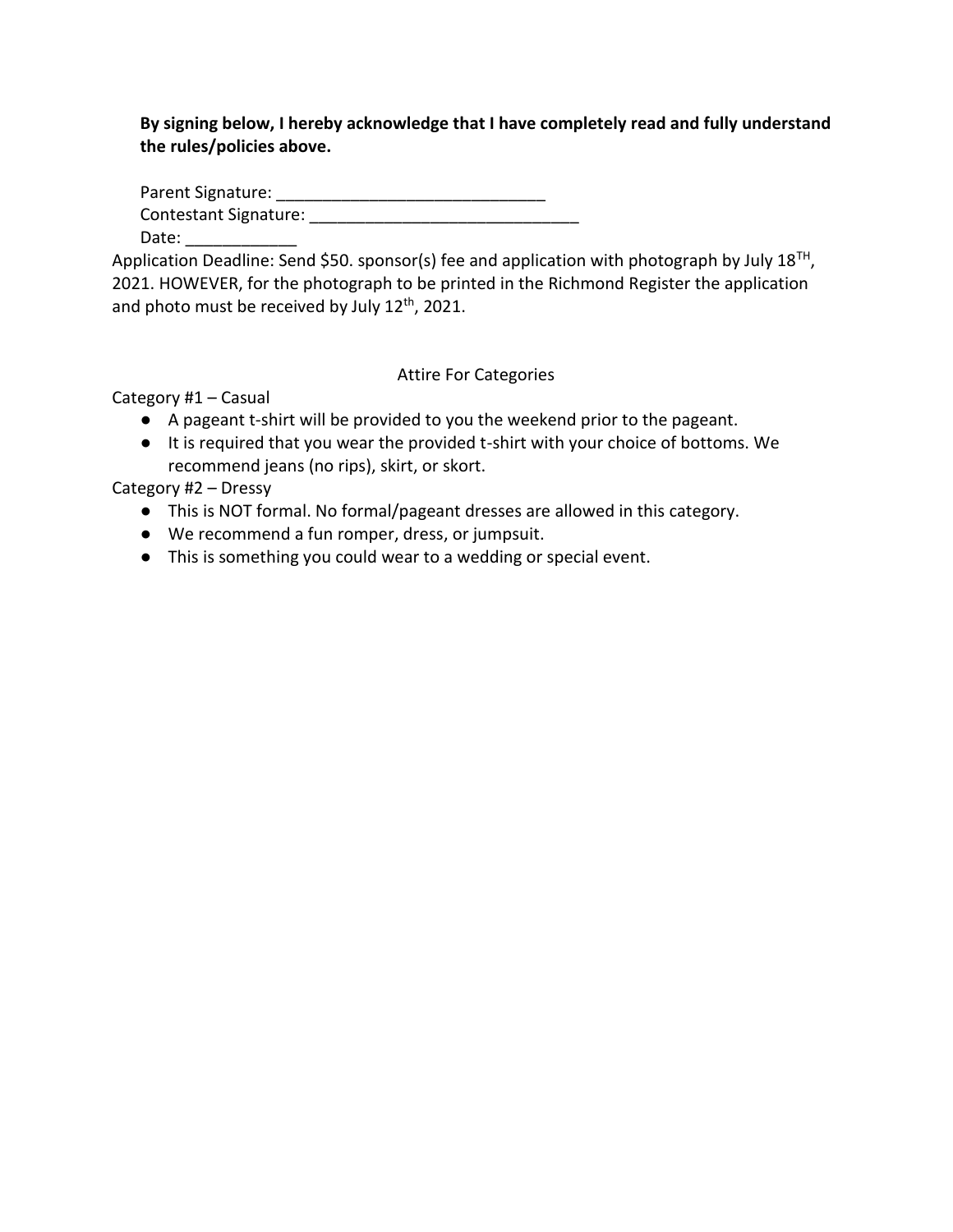**By signing below, I hereby acknowledge that I have completely read and fully understand the rules/policies above.**

Parent Signature: _____________________________

Contestant Signature: _____________________________

Date: ____________

Application Deadline: Send $50. sponsor(s) fee and application with photograph by July 18TH, 2021. HOWEVER, for the photograph to be printed in the Richmond Register the application and photo must be received by July 12th, 2021.

Attire For Categories

Category #1 – Casual

- A pageant t-shirt will be provided to you the weekend prior to the pageant.
- It is required that you wear the provided t-shirt with your choice of bottoms. We recommend jeans (no rips), skirt, or skort.

Category #2 – Dressy

- This is NOT formal. No formal/pageant dresses are allowed in this category.
- We recommend a fun romper, dress, or jumpsuit.
- This is something you could wear to a wedding or special event.